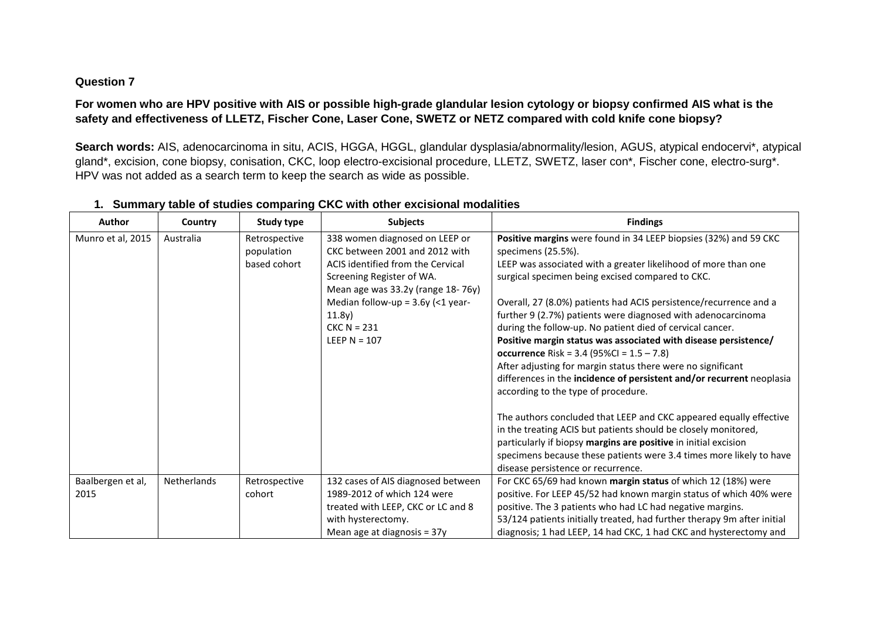**Question 7**

**For women who are HPV positive with AIS or possible high-grade glandular lesion cytology or biopsy confirmed AIS what is the safety and effectiveness of LLETZ, Fischer Cone, Laser Cone, SWETZ or NETZ compared with cold knife cone biopsy?**

**Search words:** AIS, adenocarcinoma in situ, ACIS, HGGA, HGGL, glandular dysplasia/abnormality/lesion, AGUS, atypical endocervi*, atypical gland*, excision, cone biopsy, conisation, CKC, loop electro-excisional procedure, LLETZ, SWETZ, laser con*, Fischer cone, electro-surg*. HPV was not added as a search term to keep the search as wide as possible.

## 1. Summary table of studies comparing CKC with other excisional modalities

| Author | Country | Study type | Subjects | Findings |
|---|---|---|---|---|
| Munro et al, 2015 | Australia | Retrospective population based cohort | 338 women diagnosed on LEEP or CKC between 2001 and 2012 with ACIS identified from the Cervical Screening Register of WA.<br>Mean age was 33.2y (range 18- 76y)<br>Median follow-up = 3.6y (<1 year- 11.8y)<br>CKC N = 231<br>LEEP N = 107 | **Positive margins** were found in 34 LEEP biopsies (32%) and 59 CKC specimens (25.5%).<br>LEEP was associated with a greater likelihood of more than one surgical specimen being excised compared to CKC.<br><br>Overall, 27 (8.0%) patients had ACIS persistence/recurrence and a further 9 (2.7%) patients were diagnosed with adenocarcinoma during the follow-up. No patient died of cervical cancer.<br>**Positive margin status was associated with disease persistence/ occurrence** Risk = 3.4 (95%CI = 1.5 – 7.8)<br>After adjusting for margin status there were no significant differences in the **incidence of persistent and/or recurrent** neoplasia according to the type of procedure.<br><br>The authors concluded that LEEP and CKC appeared equally effective in the treating ACIS but patients should be closely monitored, particularly if biopsy **margins are positive** in initial excision specimens because these patients were 3.4 times more likely to have disease persistence or recurrence. |
| Baalbergen et al, 2015 | Netherlands | Retrospective cohort | 132 cases of AIS diagnosed between 1989-2012 of which 124 were treated with LEEP, CKC or LC and 8 with hysterectomy.<br>Mean age at diagnosis = 37y | For CKC 65/69 had known **margin status** of which 12 (18%) were positive. For LEEP 45/52 had known margin status of which 40% were positive. The 3 patients who had LC had negative margins.<br>53/124 patients initially treated, had further therapy 9m after initial diagnosis; 1 had LEEP, 14 had CKC, 1 had CKC and hysterectomy and |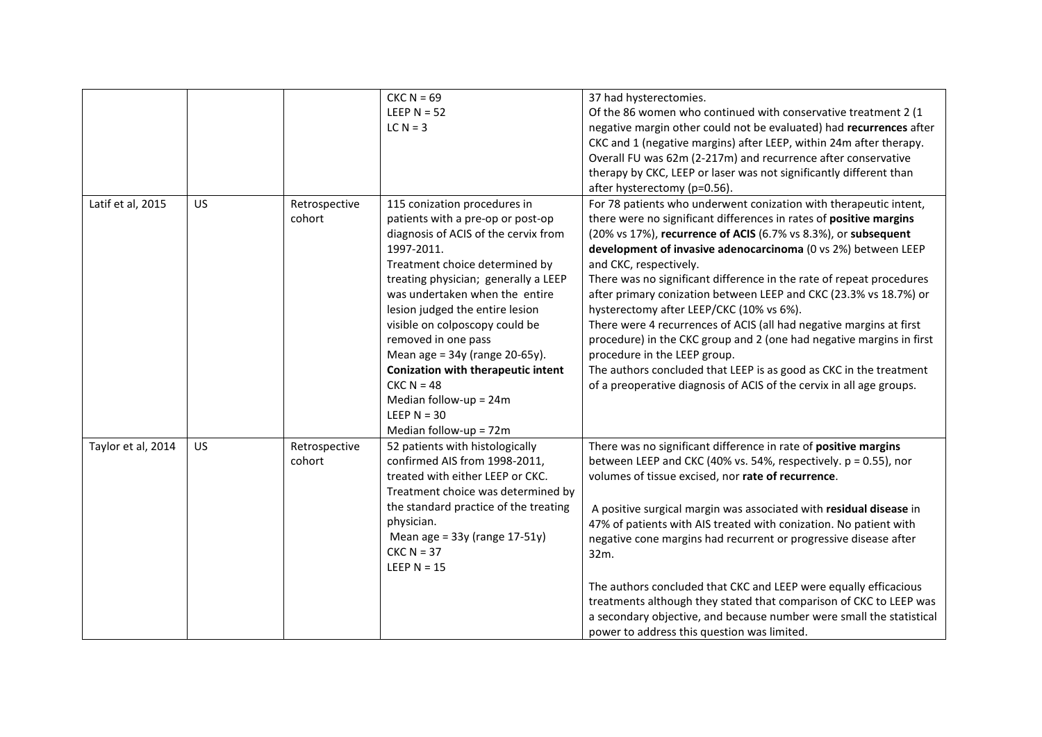|  |  |  |  |  |
|---|---|---|---|---|
|  |  |  | CKC N = 69<br>LEEP N = 52<br>LC N = 3 | 37 had hysterectomies.<br>Of the 86 women who continued with conservative treatment 2 (1 negative margin other could not be evaluated) had **recurrences** after CKC and 1 (negative margins) after LEEP, within 24m after therapy.<br>Overall FU was 62m (2-217m) and recurrence after conservative therapy by CKC, LEEP or laser was not significantly different than after hysterectomy (p=0.56). |
| Latif et al, 2015 | US | Retrospective cohort | 115 conization procedures in patients with a pre-op or post-op diagnosis of ACIS of the cervix from 1997-2011.<br>Treatment choice determined by treating physician; generally a LEEP was undertaken when the entire lesion judged the entire lesion visible on colposcopy could be removed in one pass<br>Mean age = 34y (range 20-65y).<br>**Conization with therapeutic intent**<br>CKC N = 48<br>Median follow-up = 24m<br>LEEP N = 30<br>Median follow-up = 72m | For 78 patients who underwent conization with therapeutic intent, there were no significant differences in rates of **positive margins** (20% vs 17%), **recurrence of ACIS** (6.7% vs 8.3%), or **subsequent development of invasive adenocarcinoma** (0 vs 2%) between LEEP and CKC, respectively.<br>There was no significant difference in the rate of repeat procedures after primary conization between LEEP and CKC (23.3% vs 18.7%) or hysterectomy after LEEP/CKC (10% vs 6%).<br>There were 4 recurrences of ACIS (all had negative margins at first procedure) in the CKC group and 2 (one had negative margins in first procedure in the LEEP group.<br>The authors concluded that LEEP is as good as CKC in the treatment of a preoperative diagnosis of ACIS of the cervix in all age groups. |
| Taylor et al, 2014 | US | Retrospective cohort | 52 patients with histologically confirmed AIS from 1998-2011, treated with either LEEP or CKC.<br>Treatment choice was determined by the standard practice of the treating physician.<br>Mean age = 33y (range 17-51y)<br>CKC N = 37<br>LEEP N = 15 | There was no significant difference in rate of **positive margins** between LEEP and CKC (40% vs. 54%, respectively. p = 0.55), nor volumes of tissue excised, nor **rate of recurrence**.<br><br>A positive surgical margin was associated with **residual disease** in 47% of patients with AIS treated with conization. No patient with negative cone margins had recurrent or progressive disease after 32m.<br><br>The authors concluded that CKC and LEEP were equally efficacious treatments although they stated that comparison of CKC to LEEP was a secondary objective, and because number were small the statistical power to address this question was limited. |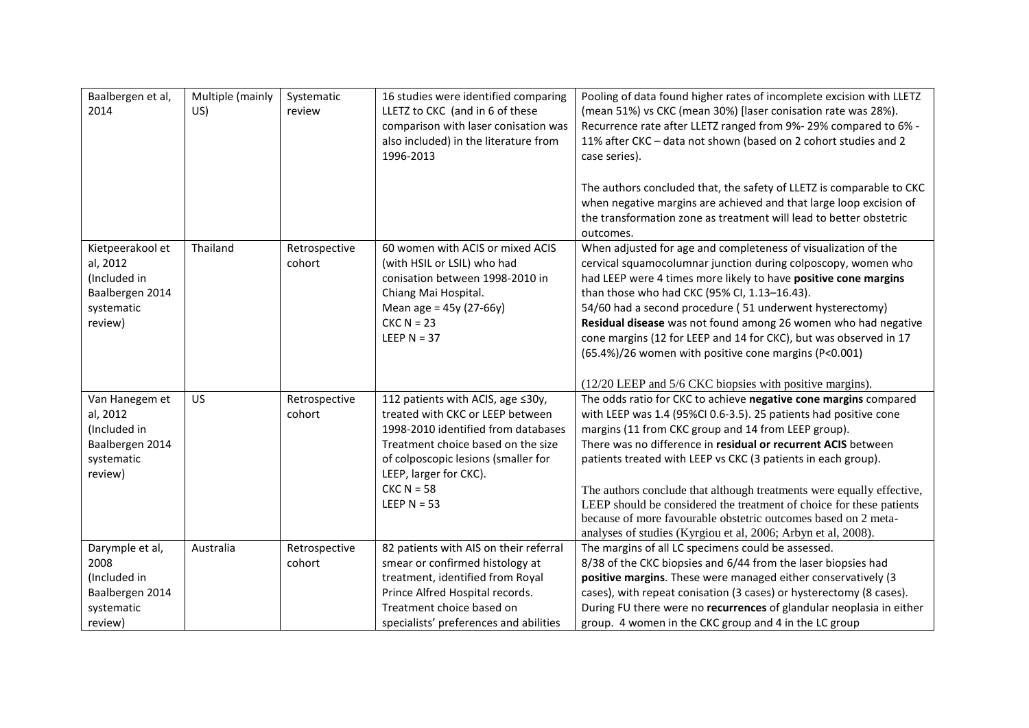| Baalbergen et al, 2014 | Multiple (mainly US) | Systematic review | 16 studies were identified comparing LLETZ to CKC (and in 6 of these comparison with laser conisation was also included) in the literature from 1996-2013 | Pooling of data found higher rates of incomplete excision with LLETZ (mean 51%) vs CKC (mean 30%) [laser conisation rate was 28%). Recurrence rate after LLETZ ranged from 9%- 29% compared to 6% - 11% after CKC – data not shown (based on 2 cohort studies and 2 case series).<br><br>The authors concluded that, the safety of LLETZ is comparable to CKC when negative margins are achieved and that large loop excision of the transformation zone as treatment will lead to better obstetric outcomes. |
|---|---|---|---|---|
| Kietpeerakool et al, 2012 (Included in Baalbergen 2014 systematic review) | Thailand | Retrospective cohort | 60 women with ACIS or mixed ACIS (with HSIL or LSIL) who had conisation between 1998-2010 in Chiang Mai Hospital.<br>Mean age = 45y (27-66y)<br>CKC N = 23<br>LEEP N = 37 | When adjusted for age and completeness of visualization of the cervical squamocolumnar junction during colposcopy, women who had LEEP were 4 times more likely to have **positive cone margins** than those who had CKC (95% CI, 1.13–16.43).<br>54/60 had a second procedure ( 51 underwent hysterectomy)<br>**Residual disease** was not found among 26 women who had negative cone margins (12 for LEEP and 14 for CKC), but was observed in 17 (65.4%)/26 women with positive cone margins (P<0.001)<br><br>(12/20 LEEP and 5/6 CKC biopsies with positive margins). |
| Van Hanegem et al, 2012 (Included in Baalbergen 2014 systematic review) | US | Retrospective cohort | 112 patients with ACIS, age ≤30y, treated with CKC or LEEP between 1998-2010 identified from databases Treatment choice based on the size of colposcopic lesions (smaller for LEEP, larger for CKC).<br>CKC N = 58<br>LEEP N = 53 | The odds ratio for CKC to achieve **negative cone margins** compared with LEEP was 1.4 (95%CI 0.6-3.5). 25 patients had positive cone margins (11 from CKC group and 14 from LEEP group).<br>There was no difference in **residual or recurrent ACIS** between patients treated with LEEP vs CKC (3 patients in each group).<br><br>The authors conclude that although treatments were equally effective, LEEP should be considered the treatment of choice for these patients because of more favourable obstetric outcomes based on 2 meta-analyses of studies (Kyrgiou et al, 2006; Arbyn et al, 2008). |
| Darymple et al, 2008 (Included in Baalbergen 2014 systematic review) | Australia | Retrospective cohort | 82 patients with AIS on their referral smear or confirmed histology at treatment, identified from Royal Prince Alfred Hospital records. Treatment choice based on specialists' preferences and abilities | The margins of all LC specimens could be assessed.<br>8/38 of the CKC biopsies and 6/44 from the laser biopsies had **positive margins**. These were managed either conservatively (3 cases), with repeat conisation (3 cases) or hysterectomy (8 cases).<br>During FU there were no **recurrences** of glandular neoplasia in either group. 4 women in the CKC group and 4 in the LC group |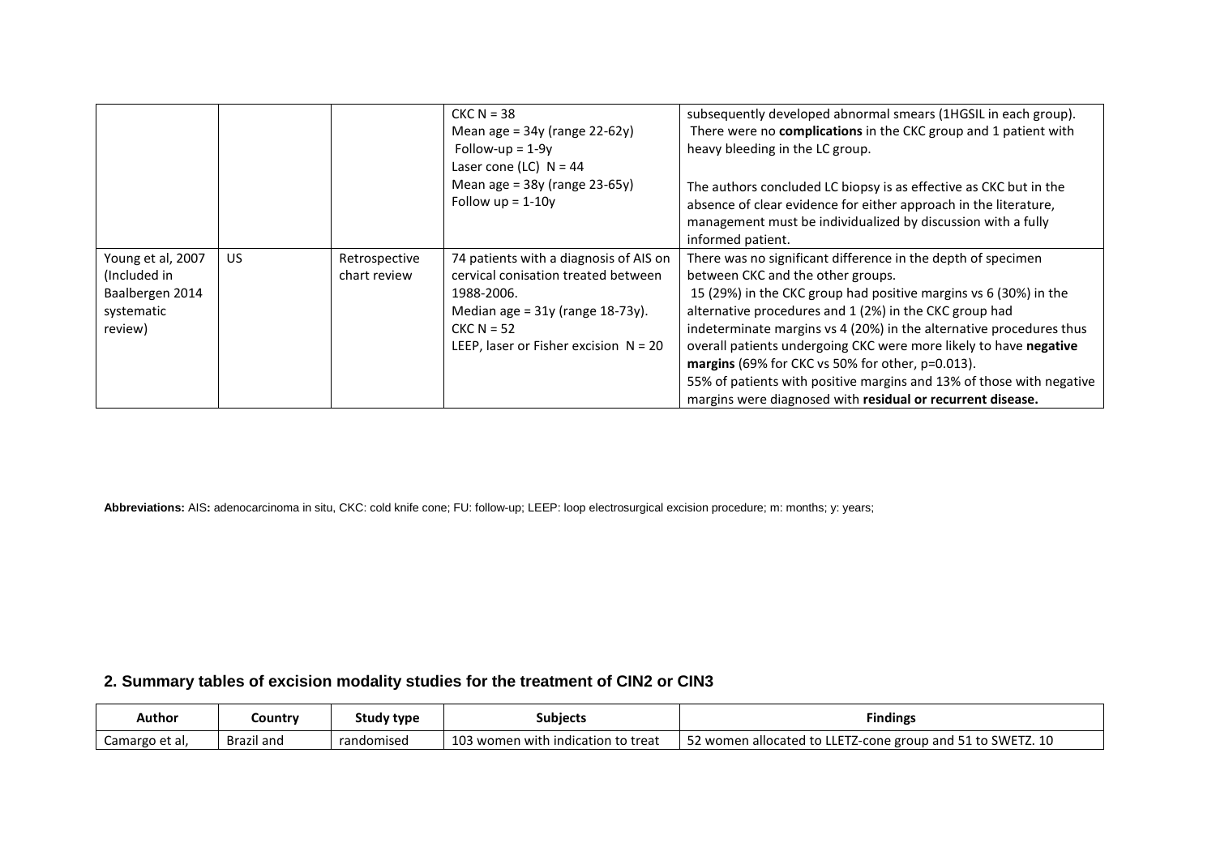| | | | CKC N = 38<br>Mean age = 34y (range 22-62y)<br>Follow-up = 1-9y<br>Laser cone (LC) N = 44<br>Mean age = 38y (range 23-65y)<br>Follow up = 1-10y | subsequently developed abnormal smears (1HGSIL in each group).<br>There were no **complications** in the CKC group and 1 patient with heavy bleeding in the LC group.<br><br>The authors concluded LC biopsy is as effective as CKC but in the absence of clear evidence for either approach in the literature, management must be individualized by discussion with a fully informed patient. |
|---|---|---|---|---|
| Young et al, 2007 (Included in Baalbergen 2014 systematic review) | US | Retrospective chart review | 74 patients with a diagnosis of AIS on cervical conisation treated between 1988-2006.<br>Median age = 31y (range 18-73y).<br>CKC N = 52<br>LEEP, laser or Fisher excision N = 20 | There was no significant difference in the depth of specimen between CKC and the other groups.<br>15 (29%) in the CKC group had positive margins vs 6 (30%) in the alternative procedures and 1 (2%) in the CKC group had indeterminate margins vs 4 (20%) in the alternative procedures thus overall patients undergoing CKC were more likely to have **negative margins** (69% for CKC vs 50% for other, p=0.013).<br>55% of patients with positive margins and 13% of those with negative margins were diagnosed with **residual or recurrent disease.** |

**Abbreviations:** AIS**:** adenocarcinoma in situ, CKC: cold knife cone; FU: follow-up; LEEP: loop electrosurgical excision procedure; m: months; y: years;

## 2. Summary tables of excision modality studies for the treatment of CIN2 or CIN3

| Author | Country | Study type | Subjects | Findings |
|---|---|---|---|---|
| Camargo et al, | Brazil and | randomised | 103 women with indication to treat | 52 women allocated to LLETZ-cone group and 51 to SWETZ. 10 |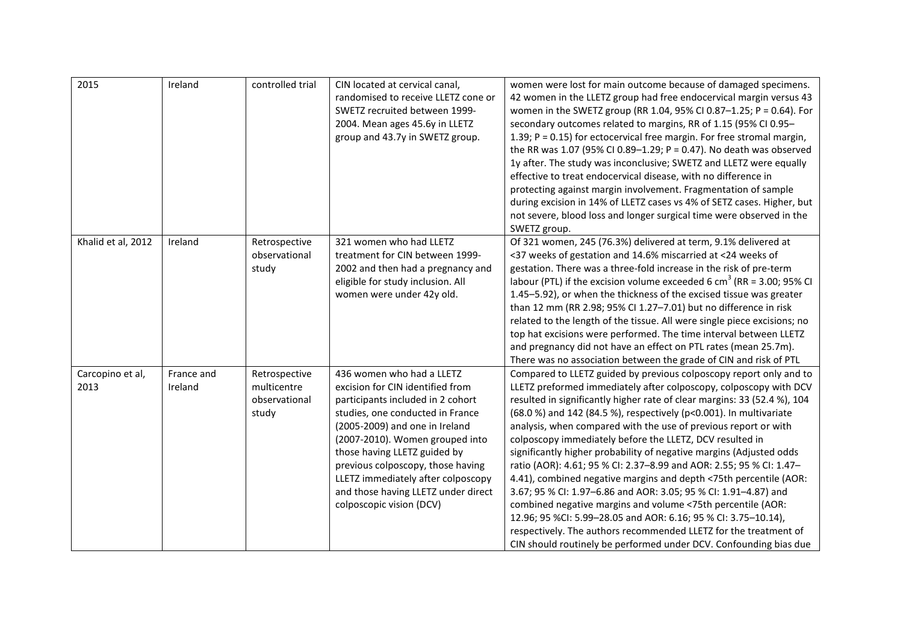| 2015 | Ireland | controlled trial | CIN located at cervical canal, randomised to receive LLETZ cone or SWETZ recruited between 1999-2004. Mean ages 45.6y in LLETZ group and 43.7y in SWETZ group. | women were lost for main outcome because of damaged specimens. 42 women in the LLETZ group had free endocervical margin versus 43 women in the SWETZ group (RR 1.04, 95% CI 0.87–1.25; P = 0.64). For secondary outcomes related to margins, RR of 1.15 (95% CI 0.95–1.39; P = 0.15) for ectocervical free margin. For free stromal margin, the RR was 1.07 (95% CI 0.89–1.29; P = 0.47). No death was observed 1y after. The study was inconclusive; SWETZ and LLETZ were equally effective to treat endocervical disease, with no difference in protecting against margin involvement. Fragmentation of sample during excision in 14% of LLETZ cases vs 4% of SETZ cases. Higher, but not severe, blood loss and longer surgical time were observed in the SWETZ group. |
|---|---|---|---|---|
| Khalid et al, 2012 | Ireland | Retrospective observational study | 321 women who had LLETZ treatment for CIN between 1999-2002 and then had a pregnancy and eligible for study inclusion. All women were under 42y old. | Of 321 women, 245 (76.3%) delivered at term, 9.1% delivered at <37 weeks of gestation and 14.6% miscarried at <24 weeks of gestation. There was a three-fold increase in the risk of pre-term labour (PTL) if the excision volume exceeded 6 $cm^3$ (RR = 3.00; 95% CI 1.45–5.92), or when the thickness of the excised tissue was greater than 12 mm (RR 2.98; 95% CI 1.27–7.01) but no difference in risk related to the length of the tissue. All were single piece excisions; no top hat excisions were performed. The time interval between LLETZ and pregnancy did not have an effect on PTL rates (mean 25.7m). There was no association between the grade of CIN and risk of PTL |
| Carcopino et al, 2013 | France and Ireland | Retrospective multicentre observational study | 436 women who had a LLETZ excision for CIN identified from participants included in 2 cohort studies, one conducted in France (2005-2009) and one in Ireland (2007-2010). Women grouped into those having LLETZ guided by previous colposcopy, those having LLETZ immediately after colposcopy and those having LLETZ under direct colposcopic vision (DCV) | Compared to LLETZ guided by previous colposcopy report only and to LLETZ preformed immediately after colposcopy, colposcopy with DCV resulted in significantly higher rate of clear margins: 33 (52.4 %), 104 (68.0 %) and 142 (84.5 %), respectively (p<0.001). In multivariate analysis, when compared with the use of previous report or with colposcopy immediately before the LLETZ, DCV resulted in significantly higher probability of negative margins (Adjusted odds ratio (AOR): 4.61; 95 % CI: 2.37–8.99 and AOR: 2.55; 95 % CI: 1.47–4.41), combined negative margins and depth <75th percentile (AOR: 3.67; 95 % CI: 1.97–6.86 and AOR: 3.05; 95 % CI: 1.91–4.87) and combined negative margins and volume <75th percentile (AOR: 12.96; 95 %CI: 5.99–28.05 and AOR: 6.16; 95 % CI: 3.75–10.14), respectively. The authors recommended LLETZ for the treatment of CIN should routinely be performed under DCV. Confounding bias due |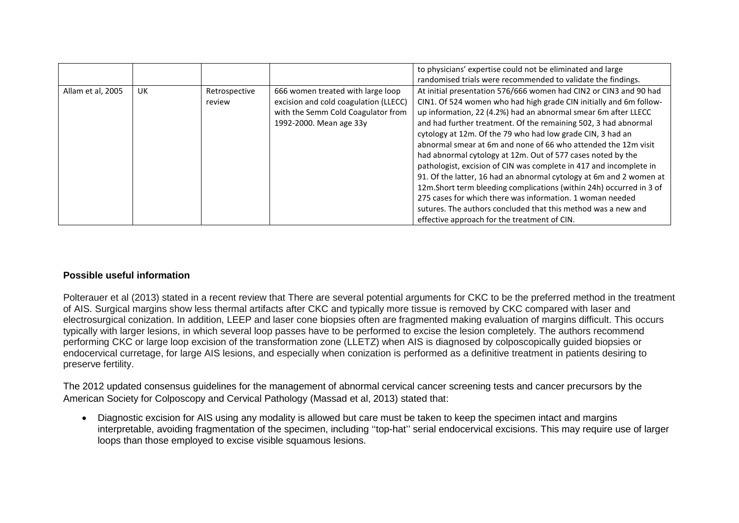| | | | | |
|---|---|---|---|---|
| | | | | to physicians' expertise could not be eliminated and large randomised trials were recommended to validate the findings. |
| Allam et al, 2005 | UK | Retrospective review | 666 women treated with large loop excision and cold coagulation (LLECC) with the Semm Cold Coagulator from 1992-2000. Mean age 33y | At initial presentation 576/666 women had CIN2 or CIN3 and 90 had CIN1. Of 524 women who had high grade CIN initially and 6m follow-up information, 22 (4.2%) had an abnormal smear 6m after LLECC and had further treatment. Of the remaining 502, 3 had abnormal cytology at 12m. Of the 79 who had low grade CIN, 3 had an abnormal smear at 6m and none of 66 who attended the 12m visit had abnormal cytology at 12m. Out of 577 cases noted by the pathologist, excision of CIN was complete in 417 and incomplete in 91. Of the latter, 16 had an abnormal cytology at 6m and 2 women at 12m.Short term bleeding complications (within 24h) occurred in 3 of 275 cases for which there was information. 1 woman needed sutures. The authors concluded that this method was a new and effective approach for the treatment of CIN. |

**Possible useful information**

Polterauer et al (2013) stated in a recent review that There are several potential arguments for CKC to be the preferred method in the treatment of AIS. Surgical margins show less thermal artifacts after CKC and typically more tissue is removed by CKC compared with laser and electrosurgical conization. In addition, LEEP and laser cone biopsies often are fragmented making evaluation of margins difficult. This occurs typically with larger lesions, in which several loop passes have to be performed to excise the lesion completely. The authors recommend performing CKC or large loop excision of the transformation zone (LLETZ) when AIS is diagnosed by colposcopically guided biopsies or endocervical curretage, for large AIS lesions, and especially when conization is performed as a definitive treatment in patients desiring to preserve fertility.

The 2012 updated consensus guidelines for the management of abnormal cervical cancer screening tests and cancer precursors by the American Society for Colposcopy and Cervical Pathology (Massad et al, 2013) stated that:

- Diagnostic excision for AIS using any modality is allowed but care must be taken to keep the specimen intact and margins interpretable, avoiding fragmentation of the specimen, including ''top-hat'' serial endocervical excisions. This may require use of larger loops than those employed to excise visible squamous lesions.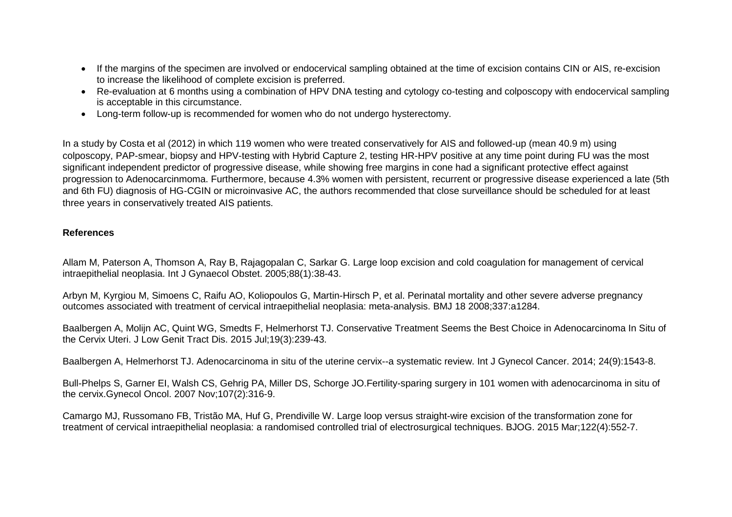- If the margins of the specimen are involved or endocervical sampling obtained at the time of excision contains CIN or AIS, re-excision to increase the likelihood of complete excision is preferred.
- Re-evaluation at 6 months using a combination of HPV DNA testing and cytology co-testing and colposcopy with endocervical sampling is acceptable in this circumstance.
- Long-term follow-up is recommended for women who do not undergo hysterectomy.

In a study by Costa et al (2012) in which 119 women who were treated conservatively for AIS and followed-up (mean 40.9 m) using colposcopy, PAP-smear, biopsy and HPV-testing with Hybrid Capture 2, testing HR-HPV positive at any time point during FU was the most significant independent predictor of progressive disease, while showing free margins in cone had a significant protective effect against progression to Adenocarcinmoma. Furthermore, because 4.3% women with persistent, recurrent or progressive disease experienced a late (5th and 6th FU) diagnosis of HG-CGIN or microinvasive AC, the authors recommended that close surveillance should be scheduled for at least three years in conservatively treated AIS patients.

**References**

Allam M, Paterson A, Thomson A, Ray B, Rajagopalan C, Sarkar G. Large loop excision and cold coagulation for management of cervical intraepithelial neoplasia. Int J Gynaecol Obstet. 2005;88(1):38-43.

Arbyn M, Kyrgiou M, Simoens C, Raifu AO, Koliopoulos G, Martin-Hirsch P, et al. Perinatal mortality and other severe adverse pregnancy outcomes associated with treatment of cervical intraepithelial neoplasia: meta-analysis. BMJ 18 2008;337:a1284.

Baalbergen A, Molijn AC, Quint WG, Smedts F, Helmerhorst TJ. Conservative Treatment Seems the Best Choice in Adenocarcinoma In Situ of the Cervix Uteri. J Low Genit Tract Dis. 2015 Jul;19(3):239-43.

Baalbergen A, Helmerhorst TJ. Adenocarcinoma in situ of the uterine cervix--a systematic review. Int J Gynecol Cancer. 2014; 24(9):1543-8.

Bull-Phelps S, Garner EI, Walsh CS, Gehrig PA, Miller DS, Schorge JO.Fertility-sparing surgery in 101 women with adenocarcinoma in situ of the cervix.Gynecol Oncol. 2007 Nov;107(2):316-9.

Camargo MJ, Russomano FB, Tristão MA, Huf G, Prendiville W. Large loop versus straight-wire excision of the transformation zone for treatment of cervical intraepithelial neoplasia: a randomised controlled trial of electrosurgical techniques. BJOG. 2015 Mar;122(4):552-7.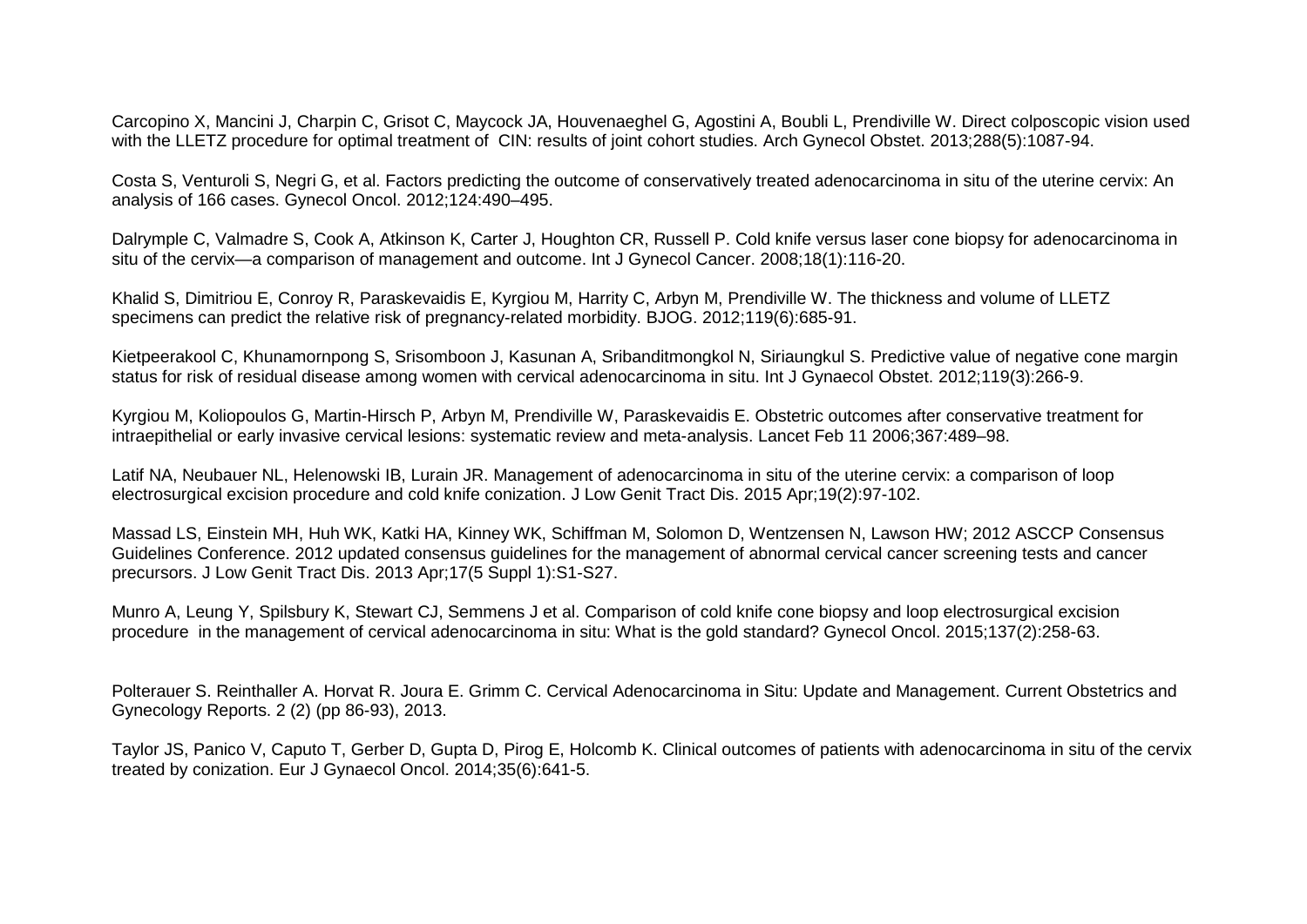Carcopino X, Mancini J, Charpin C, Grisot C, Maycock JA, Houvenaeghel G, Agostini A, Boubli L, Prendiville W. Direct colposcopic vision used with the LLETZ procedure for optimal treatment of CIN: results of joint cohort studies. Arch Gynecol Obstet. 2013;288(5):1087-94.

Costa S, Venturoli S, Negri G, et al. Factors predicting the outcome of conservatively treated adenocarcinoma in situ of the uterine cervix: An analysis of 166 cases. Gynecol Oncol. 2012;124:490–495.

Dalrymple C, Valmadre S, Cook A, Atkinson K, Carter J, Houghton CR, Russell P. Cold knife versus laser cone biopsy for adenocarcinoma in situ of the cervix—a comparison of management and outcome. Int J Gynecol Cancer. 2008;18(1):116-20.

Khalid S, Dimitriou E, Conroy R, Paraskevaidis E, Kyrgiou M, Harrity C, Arbyn M, Prendiville W. The thickness and volume of LLETZ specimens can predict the relative risk of pregnancy-related morbidity. BJOG. 2012;119(6):685-91.

Kietpeerakool C, Khunamornpong S, Srisomboon J, Kasunan A, Sribanditmongkol N, Siriaungkul S. Predictive value of negative cone margin status for risk of residual disease among women with cervical adenocarcinoma in situ. Int J Gynaecol Obstet. 2012;119(3):266-9.

Kyrgiou M, Koliopoulos G, Martin-Hirsch P, Arbyn M, Prendiville W, Paraskevaidis E. Obstetric outcomes after conservative treatment for intraepithelial or early invasive cervical lesions: systematic review and meta-analysis. Lancet Feb 11 2006;367:489–98.

Latif NA, Neubauer NL, Helenowski IB, Lurain JR. Management of adenocarcinoma in situ of the uterine cervix: a comparison of loop electrosurgical excision procedure and cold knife conization. J Low Genit Tract Dis. 2015 Apr;19(2):97-102.

Massad LS, Einstein MH, Huh WK, Katki HA, Kinney WK, Schiffman M, Solomon D, Wentzensen N, Lawson HW; 2012 ASCCP Consensus Guidelines Conference. 2012 updated consensus guidelines for the management of abnormal cervical cancer screening tests and cancer precursors. J Low Genit Tract Dis. 2013 Apr;17(5 Suppl 1):S1-S27.

Munro A, Leung Y, Spilsbury K, Stewart CJ, Semmens J et al. Comparison of cold knife cone biopsy and loop electrosurgical excision procedure in the management of cervical adenocarcinoma in situ: What is the gold standard? Gynecol Oncol. 2015;137(2):258-63.

Polterauer S. Reinthaller A. Horvat R. Joura E. Grimm C. Cervical Adenocarcinoma in Situ: Update and Management. Current Obstetrics and Gynecology Reports. 2 (2) (pp 86-93), 2013.

Taylor JS, Panico V, Caputo T, Gerber D, Gupta D, Pirog E, Holcomb K. Clinical outcomes of patients with adenocarcinoma in situ of the cervix treated by conization. Eur J Gynaecol Oncol. 2014;35(6):641-5.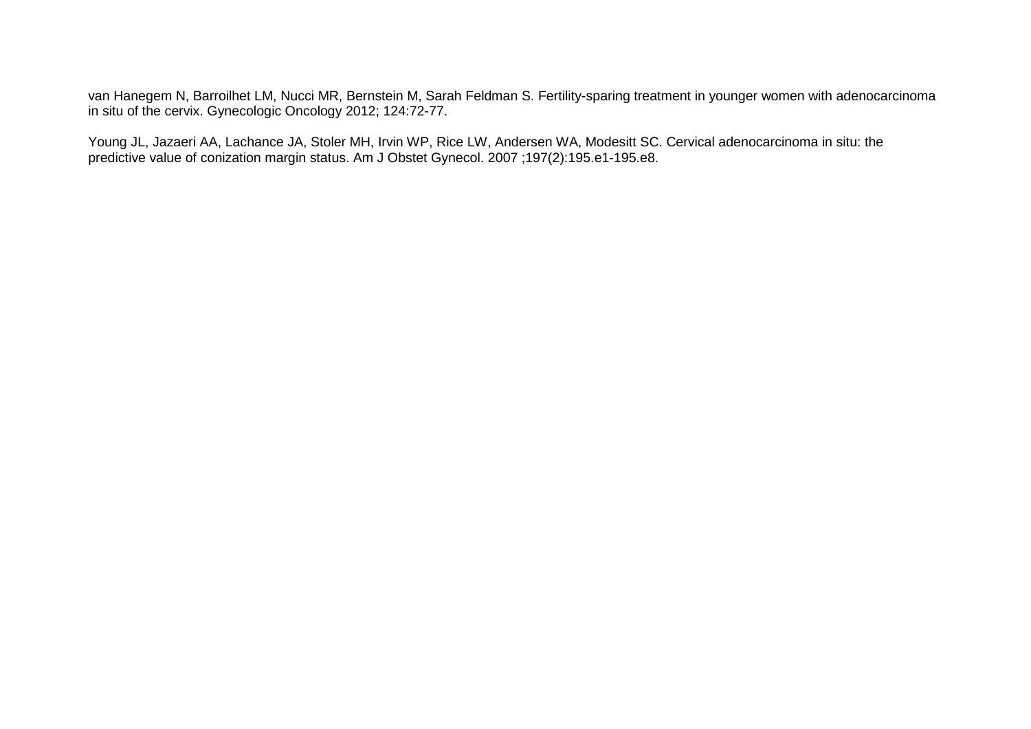van Hanegem N, Barroilhet LM, Nucci MR, Bernstein M, Sarah Feldman S. Fertility-sparing treatment in younger women with adenocarcinoma in situ of the cervix. Gynecologic Oncology 2012; 124:72-77.

Young JL, Jazaeri AA, Lachance JA, Stoler MH, Irvin WP, Rice LW, Andersen WA, Modesitt SC. Cervical adenocarcinoma in situ: the predictive value of conization margin status. Am J Obstet Gynecol. 2007 ;197(2):195.e1-195.e8.